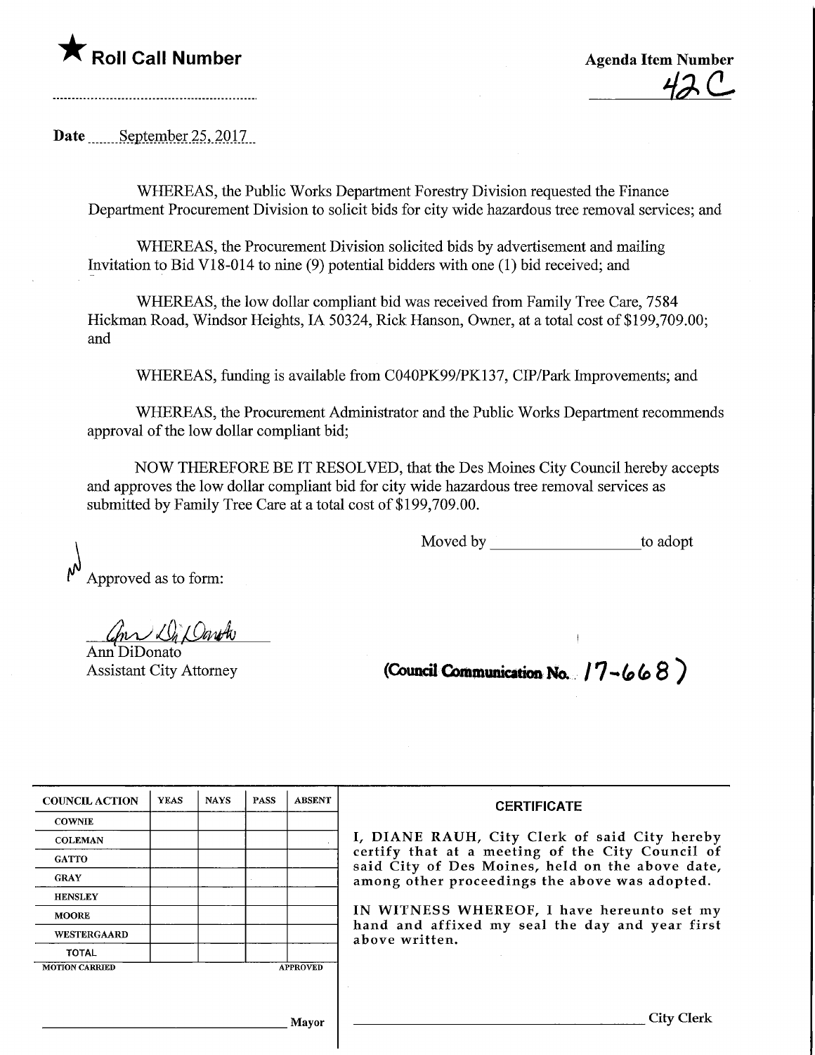★ **Roll Call Number**

**Agenda Item Number**

42C

Date September 25, 2017

WHEREAS, the Public Works Department Forestry Division requested the Finance Department Procurement Division to solicit bids for city wide hazardous tree removal services; and

WHEREAS, the Procurement Division solicited bids by advertisement and mailing Invitation to Bid V18-014 to nine (9) potential bidders with one (1) bid received; and

WHEREAS, the low dollar compliant bid was received from Family Tree Care, 7584 Hickman Road, Windsor Heights, IA 50324, Rick Hanson, Owner, at a total cost of $199,709.00; and

WHEREAS, funding is available from C040PK99/PK137, CIP/Park Improvements; and

WHEREAS, the Procurement Administrator and the Public Works Department recommends approval of the low dollar compliant bid;

NOW THEREFORE BE IT RESOLVED, that the Des Moines City Council hereby accepts and approves the low dollar compliant bid for city wide hazardous tree removal services as submitted by Family Tree Care at a total cost of $199,709.00.

Moved by ____________________ to adopt

Approved as to form:

Ann DiDonato
Assistant City Attorney

**(Council Communication No. 17-668)**

| COUNCIL ACTION | YEAS | NAYS | PASS | ABSENT |
|---|---|---|---|---|
| COWNIE | | | | |
| COLEMAN | | | | |
| GATTO | | | | |
| GRAY | | | | |
| HENSLEY | | | | |
| MOORE | | | | |
| WESTERGAARD | | | | |
| TOTAL | | | | |
| MOTION CARRIED | | | | APPROVED |

__________________________ Mayor

**CERTIFICATE**

I, DIANE RAUH, City Clerk of said City hereby certify that at a meeting of the City Council of said City of Des Moines, held on the above date, among other proceedings the above was adopted.

IN WITNESS WHEREOF, I have hereunto set my hand and affixed my seal the day and year first above written.

__________________________ City Clerk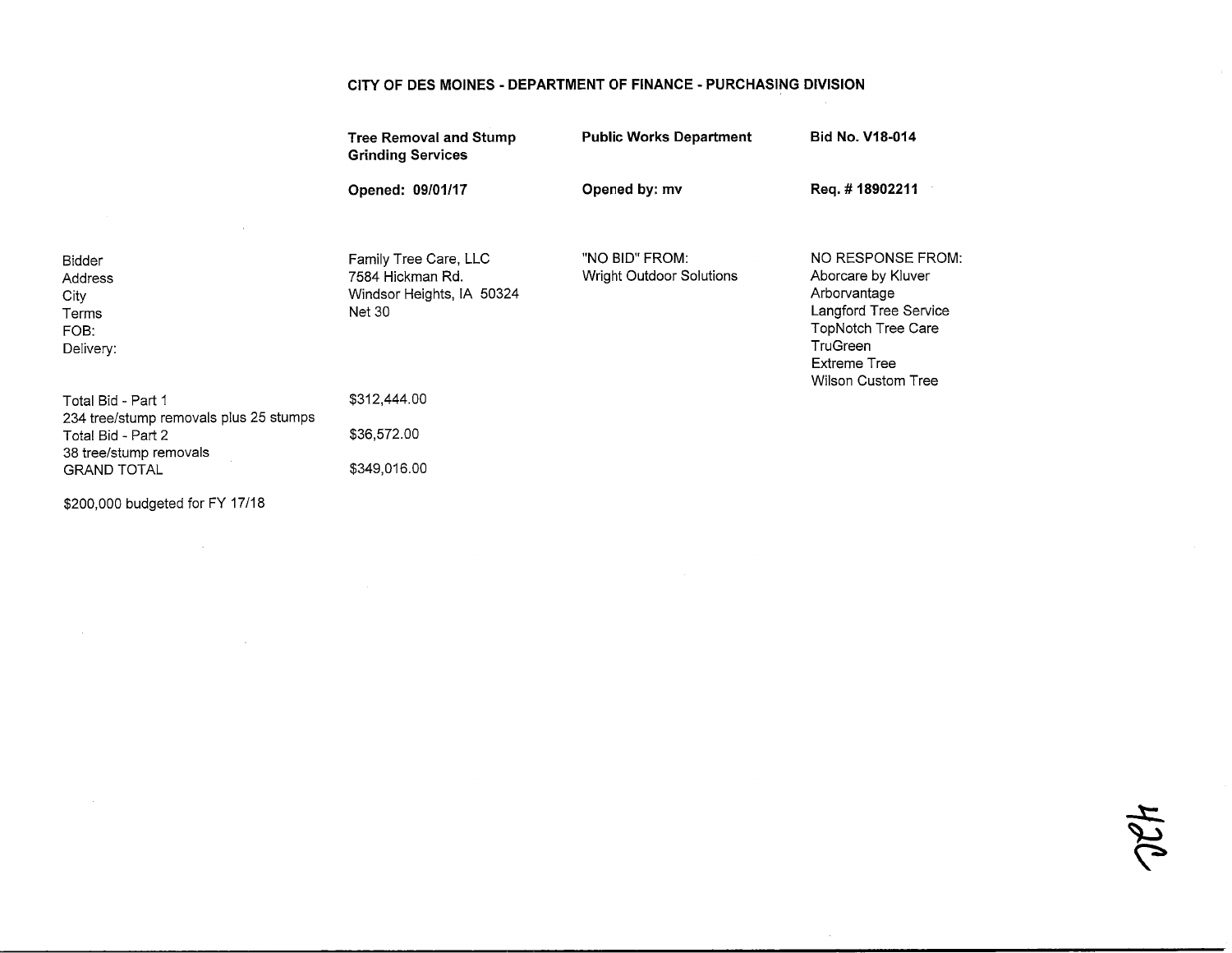## CITY OF DES MOINES - DEPARTMENT OF FINANCE - PURCHASING DIVISION

| | | | |
|---|---|---|---|
| | **Tree Removal and Stump Grinding Services** | **Public Works Department** | **Bid No. V18-014** |
| | **Opened: 09/01/17** | **Opened by: mv** | **Req. # 18902211** |
| Bidder<br>Address<br>City<br>Terms<br>FOB:<br>Delivery: | Family Tree Care, LLC<br>7584 Hickman Rd.<br>Windsor Heights, IA 50324<br>Net 30 | "NO BID" FROM:<br>Wright Outdoor Solutions | NO RESPONSE FROM:<br>Aborcare by Kluver<br>Arborvantage<br>Langford Tree Service<br>TopNotch Tree Care<br>TruGreen<br>Extreme Tree<br>Wilson Custom Tree |
| Total Bid - Part 1<br>234 tree/stump removals plus 25 stumps | $312,444.00 | | |
| Total Bid - Part 2<br>38 tree/stump removals | $36,572.00 | | |
| GRAND TOTAL | $349,016.00 | | |

$200,000 budgeted for FY 17/18

426